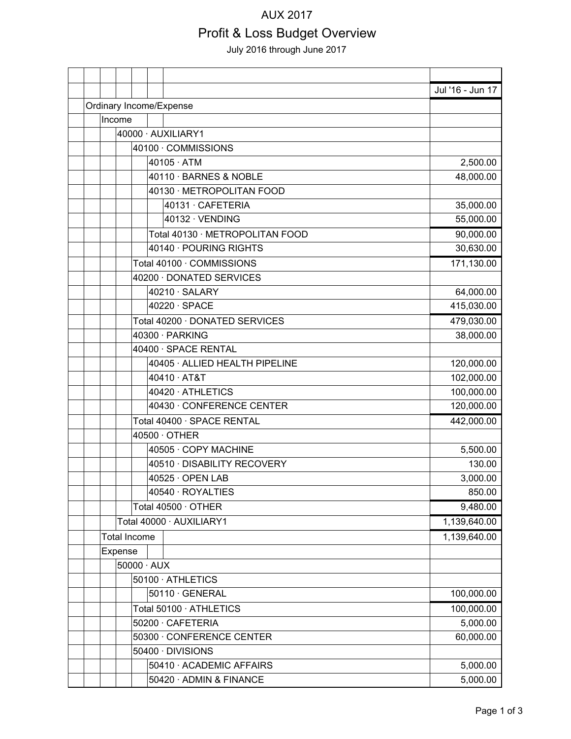# AUX 2017

## Profit & Loss Budget Overview

July 2016 through June 2017

| | Jul '16 - Jun 17 |
|---|---|
| Ordinary Income/Expense | |
| Income | |
| 40000 · AUXILIARY1 | |
| 40100 · COMMISSIONS | |
| 40105 · ATM | 2,500.00 |
| 40110 · BARNES & NOBLE | 48,000.00 |
| 40130 · METROPOLITAN FOOD | |
| 40131 · CAFETERIA | 35,000.00 |
| 40132 · VENDING | 55,000.00 |
| Total 40130 · METROPOLITAN FOOD | 90,000.00 |
| 40140 · POURING RIGHTS | 30,630.00 |
| Total 40100 · COMMISSIONS | 171,130.00 |
| 40200 · DONATED SERVICES | |
| 40210 · SALARY | 64,000.00 |
| 40220 · SPACE | 415,030.00 |
| Total 40200 · DONATED SERVICES | 479,030.00 |
| 40300 · PARKING | 38,000.00 |
| 40400 · SPACE RENTAL | |
| 40405 · ALLIED HEALTH PIPELINE | 120,000.00 |
| 40410 · AT&T | 102,000.00 |
| 40420 · ATHLETICS | 100,000.00 |
| 40430 · CONFERENCE CENTER | 120,000.00 |
| Total 40400 · SPACE RENTAL | 442,000.00 |
| 40500 · OTHER | |
| 40505 · COPY MACHINE | 5,500.00 |
| 40510 · DISABILITY RECOVERY | 130.00 |
| 40525 · OPEN LAB | 3,000.00 |
| 40540 · ROYALTIES | 850.00 |
| Total 40500 · OTHER | 9,480.00 |
| Total 40000 · AUXILIARY1 | 1,139,640.00 |
| Total Income | 1,139,640.00 |
| Expense | |
| 50000 · AUX | |
| 50100 · ATHLETICS | |
| 50110 · GENERAL | 100,000.00 |
| Total 50100 · ATHLETICS | 100,000.00 |
| 50200 · CAFETERIA | 5,000.00 |
| 50300 · CONFERENCE CENTER | 60,000.00 |
| 50400 · DIVISIONS | |
| 50410 · ACADEMIC AFFAIRS | 5,000.00 |
| 50420 · ADMIN & FINANCE | 5,000.00 |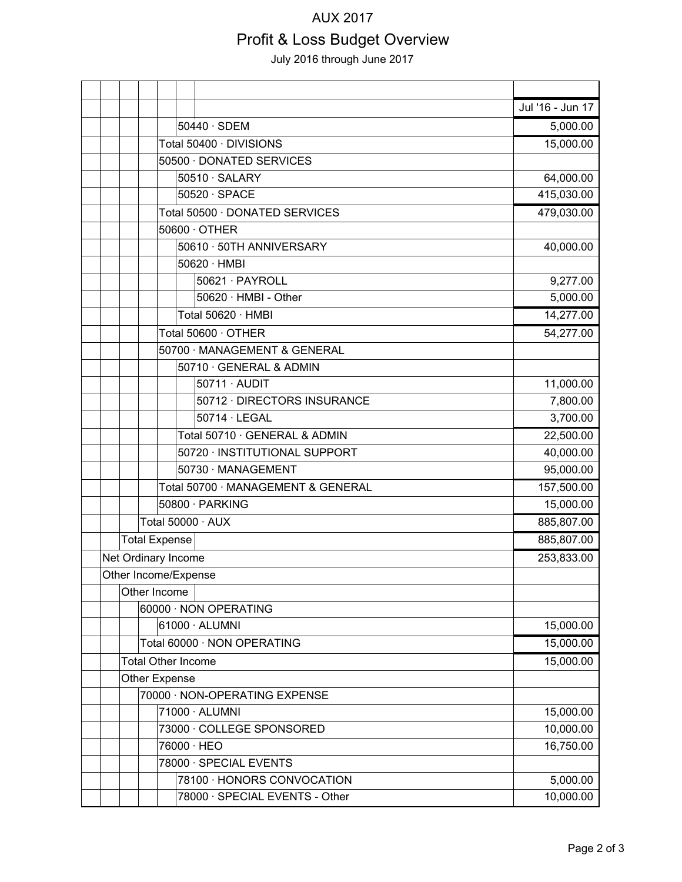# AUX 2017

## Profit & Loss Budget Overview

July 2016 through June 2017

| | Jul '16 - Jun 17 |
|---|---|
| 50440 · SDEM | 5,000.00 |
| Total 50400 · DIVISIONS | 15,000.00 |
| 50500 · DONATED SERVICES | |
| 50510 · SALARY | 64,000.00 |
| 50520 · SPACE | 415,030.00 |
| Total 50500 · DONATED SERVICES | 479,030.00 |
| 50600 · OTHER | |
| 50610 · 50TH ANNIVERSARY | 40,000.00 |
| 50620 · HMBI | |
| 50621 · PAYROLL | 9,277.00 |
| 50620 · HMBI - Other | 5,000.00 |
| Total 50620 · HMBI | 14,277.00 |
| Total 50600 · OTHER | 54,277.00 |
| 50700 · MANAGEMENT & GENERAL | |
| 50710 · GENERAL & ADMIN | |
| 50711 · AUDIT | 11,000.00 |
| 50712 · DIRECTORS INSURANCE | 7,800.00 |
| 50714 · LEGAL | 3,700.00 |
| Total 50710 · GENERAL & ADMIN | 22,500.00 |
| 50720 · INSTITUTIONAL SUPPORT | 40,000.00 |
| 50730 · MANAGEMENT | 95,000.00 |
| Total 50700 · MANAGEMENT & GENERAL | 157,500.00 |
| 50800 · PARKING | 15,000.00 |
| Total 50000 · AUX | 885,807.00 |
| Total Expense | 885,807.00 |
| Net Ordinary Income | 253,833.00 |
| Other Income/Expense | |
| Other Income | |
| 60000 · NON OPERATING | |
| 61000 · ALUMNI | 15,000.00 |
| Total 60000 · NON OPERATING | 15,000.00 |
| Total Other Income | 15,000.00 |
| Other Expense | |
| 70000 · NON-OPERATING EXPENSE | |
| 71000 · ALUMNI | 15,000.00 |
| 73000 · COLLEGE SPONSORED | 10,000.00 |
| 76000 · HEO | 16,750.00 |
| 78000 · SPECIAL EVENTS | |
| 78100 · HONORS CONVOCATION | 5,000.00 |
| 78000 · SPECIAL EVENTS - Other | 10,000.00 |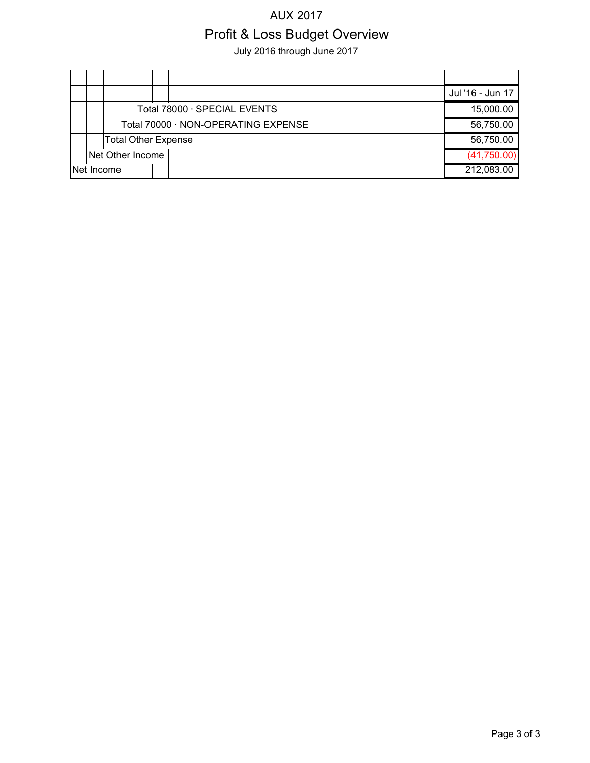# AUX 2017

## Profit & Loss Budget Overview

July 2016 through June 2017

| | Jul '16 - Jun 17 |
|---|---|
| Total 78000 · SPECIAL EVENTS | 15,000.00 |
| Total 70000 · NON-OPERATING EXPENSE | 56,750.00 |
| Total Other Expense | 56,750.00 |
| Net Other Income | (41,750.00) |
| Net Income | 212,083.00 |